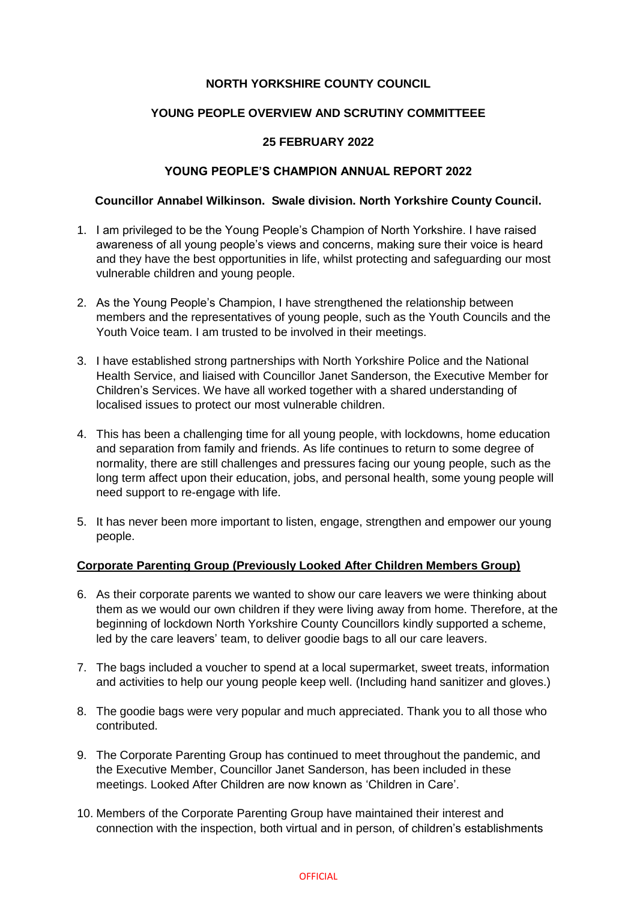**NORTH YORKSHIRE COUNTY COUNCIL**

**YOUNG PEOPLE OVERVIEW AND SCRUTINY COMMITTEEE**

**25 FEBRUARY 2022**

**YOUNG PEOPLE'S CHAMPION ANNUAL REPORT 2022**

**Councillor Annabel Wilkinson. Swale division. North Yorkshire County Council.**

1. I am privileged to be the Young People's Champion of North Yorkshire. I have raised awareness of all young people's views and concerns, making sure their voice is heard and they have the best opportunities in life, whilst protecting and safeguarding our most vulnerable children and young people.
2. As the Young People's Champion, I have strengthened the relationship between members and the representatives of young people, such as the Youth Councils and the Youth Voice team. I am trusted to be involved in their meetings.
3. I have established strong partnerships with North Yorkshire Police and the National Health Service, and liaised with Councillor Janet Sanderson, the Executive Member for Children's Services. We have all worked together with a shared understanding of localised issues to protect our most vulnerable children.
4. This has been a challenging time for all young people, with lockdowns, home education and separation from family and friends. As life continues to return to some degree of normality, there are still challenges and pressures facing our young people, such as the long term affect upon their education, jobs, and personal health, some young people will need support to re-engage with life.
5. It has never been more important to listen, engage, strengthen and empower our young people.

**Corporate Parenting Group (Previously Looked After Children Members Group)**

6. As their corporate parents we wanted to show our care leavers we were thinking about them as we would our own children if they were living away from home. Therefore, at the beginning of lockdown North Yorkshire County Councillors kindly supported a scheme, led by the care leavers' team, to deliver goodie bags to all our care leavers.
7. The bags included a voucher to spend at a local supermarket, sweet treats, information and activities to help our young people keep well. (Including hand sanitizer and gloves.)
8. The goodie bags were very popular and much appreciated. Thank you to all those who contributed.
9. The Corporate Parenting Group has continued to meet throughout the pandemic, and the Executive Member, Councillor Janet Sanderson, has been included in these meetings. Looked After Children are now known as 'Children in Care'.
10. Members of the Corporate Parenting Group have maintained their interest and connection with the inspection, both virtual and in person, of children's establishments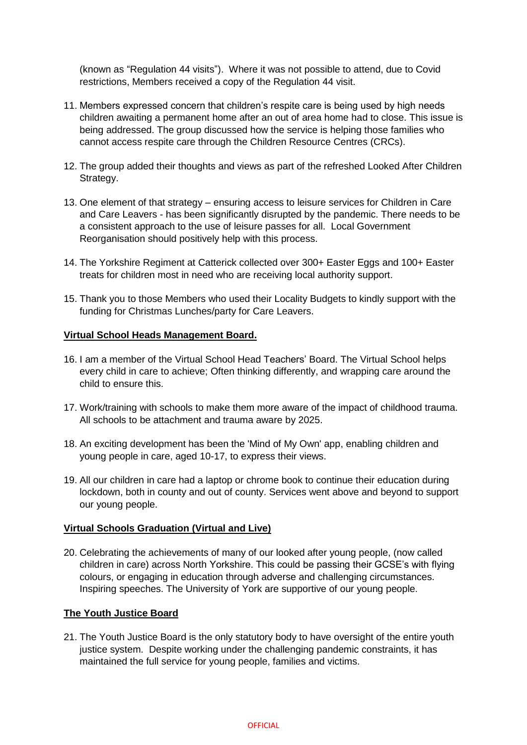(known as "Regulation 44 visits"). Where it was not possible to attend, due to Covid restrictions, Members received a copy of the Regulation 44 visit.

11. Members expressed concern that children's respite care is being used by high needs children awaiting a permanent home after an out of area home had to close. This issue is being addressed. The group discussed how the service is helping those families who cannot access respite care through the Children Resource Centres (CRCs).

12. The group added their thoughts and views as part of the refreshed Looked After Children Strategy.

13. One element of that strategy – ensuring access to leisure services for Children in Care and Care Leavers - has been significantly disrupted by the pandemic. There needs to be a consistent approach to the use of leisure passes for all. Local Government Reorganisation should positively help with this process.

14. The Yorkshire Regiment at Catterick collected over 300+ Easter Eggs and 100+ Easter treats for children most in need who are receiving local authority support.

15. Thank you to those Members who used their Locality Budgets to kindly support with the funding for Christmas Lunches/party for Care Leavers.

**Virtual School Heads Management Board.**

16. I am a member of the Virtual School Head Teachers' Board. The Virtual School helps every child in care to achieve; Often thinking differently, and wrapping care around the child to ensure this.

17. Work/training with schools to make them more aware of the impact of childhood trauma. All schools to be attachment and trauma aware by 2025.

18. An exciting development has been the 'Mind of My Own' app, enabling children and young people in care, aged 10-17, to express their views.

19. All our children in care had a laptop or chrome book to continue their education during lockdown, both in county and out of county. Services went above and beyond to support our young people.

**Virtual Schools Graduation (Virtual and Live)**

20. Celebrating the achievements of many of our looked after young people, (now called children in care) across North Yorkshire. This could be passing their GCSE's with flying colours, or engaging in education through adverse and challenging circumstances. Inspiring speeches. The University of York are supportive of our young people.

**The Youth Justice Board**

21. The Youth Justice Board is the only statutory body to have oversight of the entire youth justice system. Despite working under the challenging pandemic constraints, it has maintained the full service for young people, families and victims.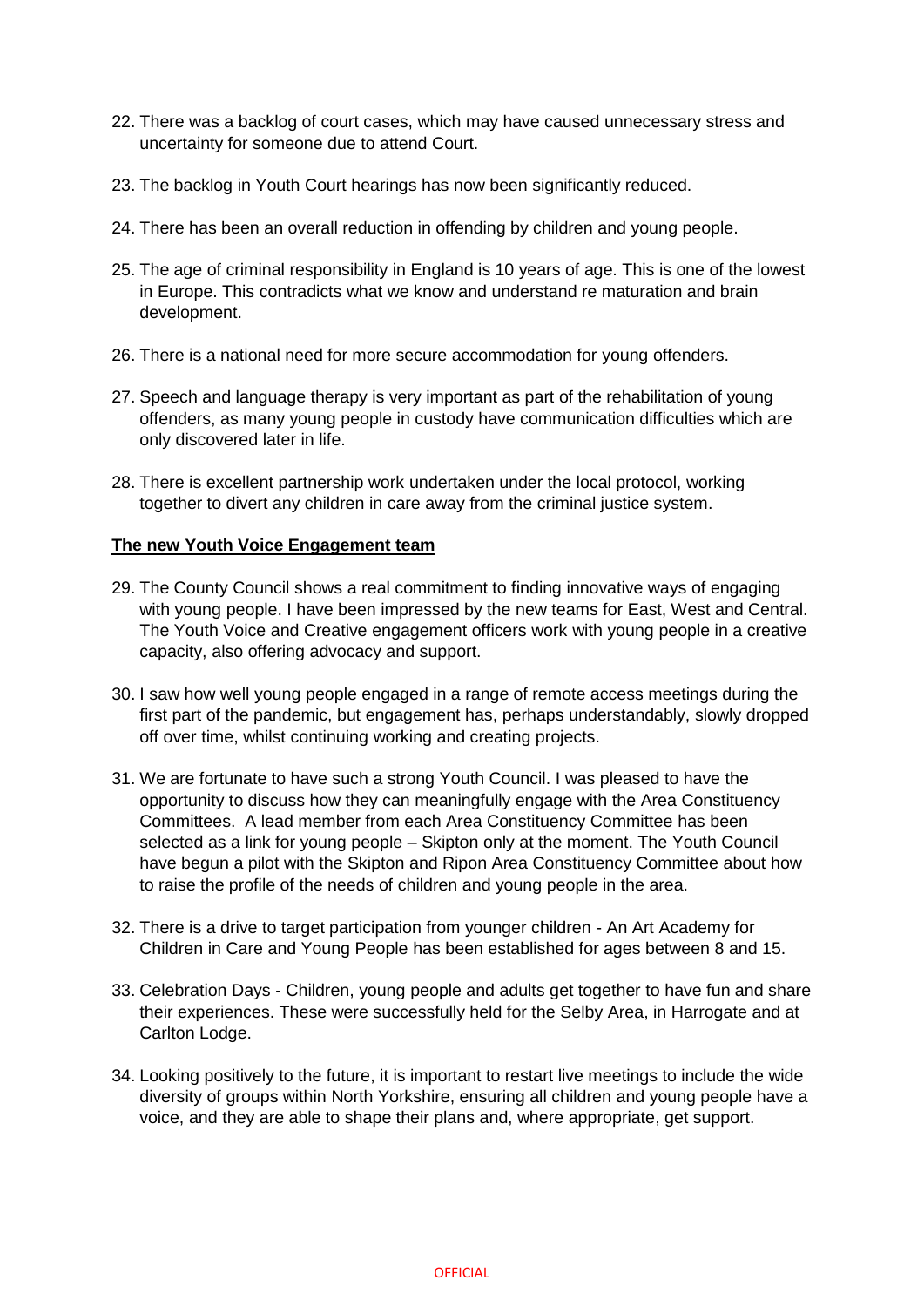22. There was a backlog of court cases, which may have caused unnecessary stress and uncertainty for someone due to attend Court.

23. The backlog in Youth Court hearings has now been significantly reduced.

24. There has been an overall reduction in offending by children and young people.

25. The age of criminal responsibility in England is 10 years of age. This is one of the lowest in Europe. This contradicts what we know and understand re maturation and brain development.

26. There is a national need for more secure accommodation for young offenders.

27. Speech and language therapy is very important as part of the rehabilitation of young offenders, as many young people in custody have communication difficulties which are only discovered later in life.

28. There is excellent partnership work undertaken under the local protocol, working together to divert any children in care away from the criminal justice system.

**The new Youth Voice Engagement team**

29. The County Council shows a real commitment to finding innovative ways of engaging with young people. I have been impressed by the new teams for East, West and Central. The Youth Voice and Creative engagement officers work with young people in a creative capacity, also offering advocacy and support.

30. I saw how well young people engaged in a range of remote access meetings during the first part of the pandemic, but engagement has, perhaps understandably, slowly dropped off over time, whilst continuing working and creating projects.

31. We are fortunate to have such a strong Youth Council. I was pleased to have the opportunity to discuss how they can meaningfully engage with the Area Constituency Committees. A lead member from each Area Constituency Committee has been selected as a link for young people – Skipton only at the moment. The Youth Council have begun a pilot with the Skipton and Ripon Area Constituency Committee about how to raise the profile of the needs of children and young people in the area.

32. There is a drive to target participation from younger children - An Art Academy for Children in Care and Young People has been established for ages between 8 and 15.

33. Celebration Days - Children, young people and adults get together to have fun and share their experiences. These were successfully held for the Selby Area, in Harrogate and at Carlton Lodge.

34. Looking positively to the future, it is important to restart live meetings to include the wide diversity of groups within North Yorkshire, ensuring all children and young people have a voice, and they are able to shape their plans and, where appropriate, get support.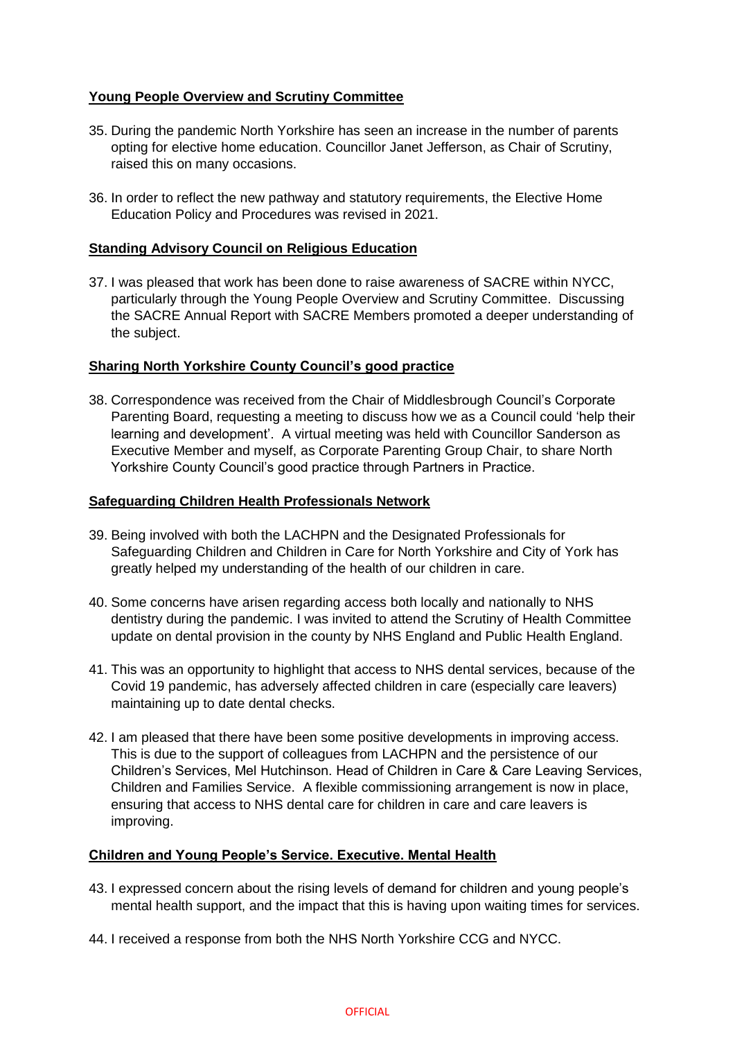**Young People Overview and Scrutiny Committee**

35. During the pandemic North Yorkshire has seen an increase in the number of parents opting for elective home education. Councillor Janet Jefferson, as Chair of Scrutiny, raised this on many occasions.

36. In order to reflect the new pathway and statutory requirements, the Elective Home Education Policy and Procedures was revised in 2021.

**Standing Advisory Council on Religious Education**

37. I was pleased that work has been done to raise awareness of SACRE within NYCC, particularly through the Young People Overview and Scrutiny Committee. Discussing the SACRE Annual Report with SACRE Members promoted a deeper understanding of the subject.

**Sharing North Yorkshire County Council's good practice**

38. Correspondence was received from the Chair of Middlesbrough Council's Corporate Parenting Board, requesting a meeting to discuss how we as a Council could 'help their learning and development'. A virtual meeting was held with Councillor Sanderson as Executive Member and myself, as Corporate Parenting Group Chair, to share North Yorkshire County Council's good practice through Partners in Practice.

**Safeguarding Children Health Professionals Network**

39. Being involved with both the LACHPN and the Designated Professionals for Safeguarding Children and Children in Care for North Yorkshire and City of York has greatly helped my understanding of the health of our children in care.

40. Some concerns have arisen regarding access both locally and nationally to NHS dentistry during the pandemic. I was invited to attend the Scrutiny of Health Committee update on dental provision in the county by NHS England and Public Health England.

41. This was an opportunity to highlight that access to NHS dental services, because of the Covid 19 pandemic, has adversely affected children in care (especially care leavers) maintaining up to date dental checks.

42. I am pleased that there have been some positive developments in improving access. This is due to the support of colleagues from LACHPN and the persistence of our Children's Services, Mel Hutchinson. Head of Children in Care & Care Leaving Services, Children and Families Service. A flexible commissioning arrangement is now in place, ensuring that access to NHS dental care for children in care and care leavers is improving.

**Children and Young People's Service. Executive. Mental Health**

43. I expressed concern about the rising levels of demand for children and young people's mental health support, and the impact that this is having upon waiting times for services.

44. I received a response from both the NHS North Yorkshire CCG and NYCC.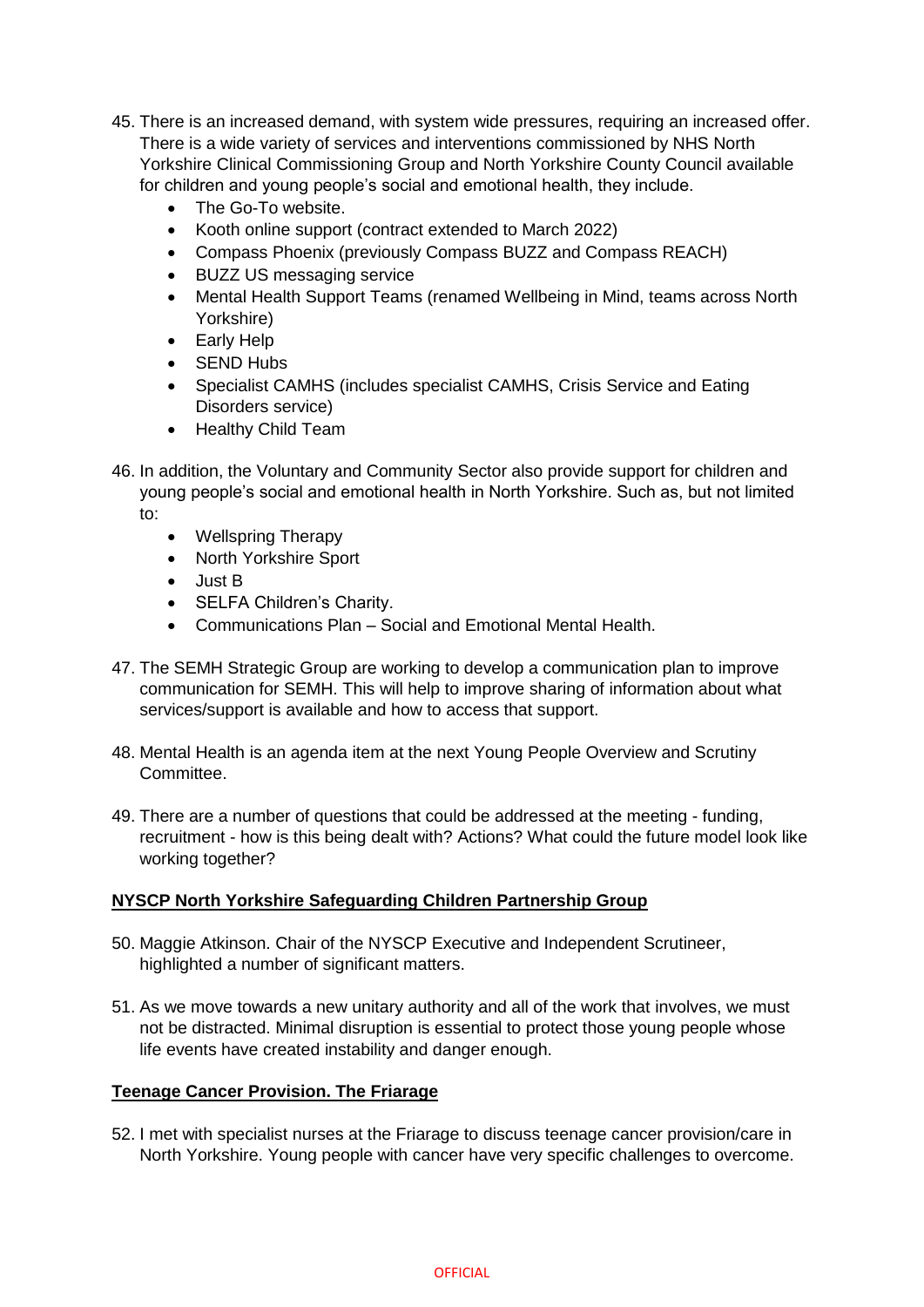45. There is an increased demand, with system wide pressures, requiring an increased offer. There is a wide variety of services and interventions commissioned by NHS North Yorkshire Clinical Commissioning Group and North Yorkshire County Council available for children and young people's social and emotional health, they include.
    - The Go-To website.
    - Kooth online support (contract extended to March 2022)
    - Compass Phoenix (previously Compass BUZZ and Compass REACH)
    - BUZZ US messaging service
    - Mental Health Support Teams (renamed Wellbeing in Mind, teams across North Yorkshire)
    - Early Help
    - SEND Hubs
    - Specialist CAMHS (includes specialist CAMHS, Crisis Service and Eating Disorders service)
    - Healthy Child Team

46. In addition, the Voluntary and Community Sector also provide support for children and young people's social and emotional health in North Yorkshire. Such as, but not limited to:
    - Wellspring Therapy
    - North Yorkshire Sport
    - Just B
    - SELFA Children's Charity.
    - Communications Plan – Social and Emotional Mental Health.

47. The SEMH Strategic Group are working to develop a communication plan to improve communication for SEMH. This will help to improve sharing of information about what services/support is available and how to access that support.

48. Mental Health is an agenda item at the next Young People Overview and Scrutiny Committee.

49. There are a number of questions that could be addressed at the meeting - funding, recruitment - how is this being dealt with? Actions? What could the future model look like working together?

**NYSCP North Yorkshire Safeguarding Children Partnership Group**

50. Maggie Atkinson. Chair of the NYSCP Executive and Independent Scrutineer, highlighted a number of significant matters.

51. As we move towards a new unitary authority and all of the work that involves, we must not be distracted. Minimal disruption is essential to protect those young people whose life events have created instability and danger enough.

**Teenage Cancer Provision. The Friarage**

52. I met with specialist nurses at the Friarage to discuss teenage cancer provision/care in North Yorkshire. Young people with cancer have very specific challenges to overcome.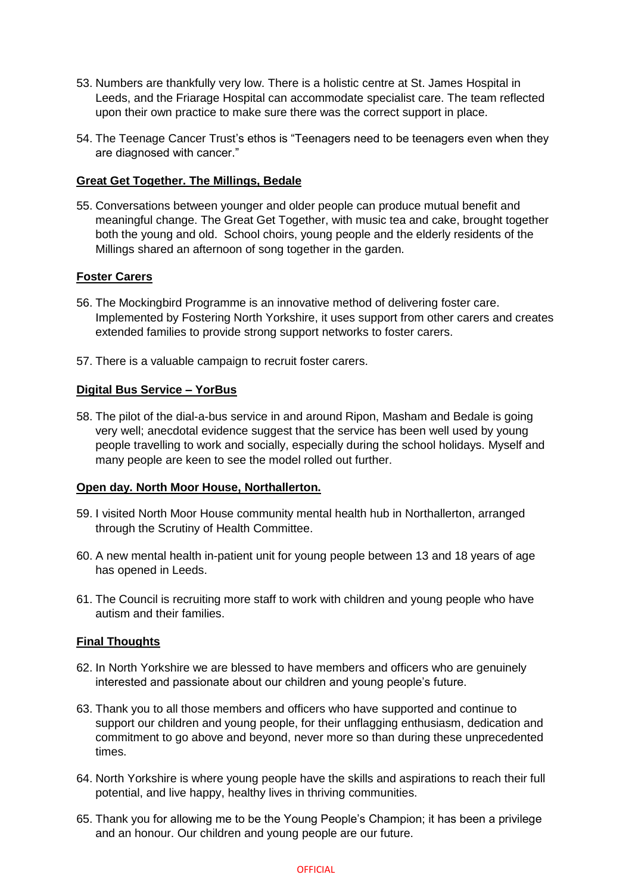53. Numbers are thankfully very low. There is a holistic centre at St. James Hospital in Leeds, and the Friarage Hospital can accommodate specialist care. The team reflected upon their own practice to make sure there was the correct support in place.

54. The Teenage Cancer Trust's ethos is "Teenagers need to be teenagers even when they are diagnosed with cancer."

**Great Get Together. The Millings, Bedale**

55. Conversations between younger and older people can produce mutual benefit and meaningful change. The Great Get Together, with music tea and cake, brought together both the young and old. School choirs, young people and the elderly residents of the Millings shared an afternoon of song together in the garden.

**Foster Carers**

56. The Mockingbird Programme is an innovative method of delivering foster care. Implemented by Fostering North Yorkshire, it uses support from other carers and creates extended families to provide strong support networks to foster carers.

57. There is a valuable campaign to recruit foster carers.

**Digital Bus Service – YorBus**

58. The pilot of the dial-a-bus service in and around Ripon, Masham and Bedale is going very well; anecdotal evidence suggest that the service has been well used by young people travelling to work and socially, especially during the school holidays. Myself and many people are keen to see the model rolled out further.

**Open day. North Moor House, Northallerton.**

59. I visited North Moor House community mental health hub in Northallerton, arranged through the Scrutiny of Health Committee.

60. A new mental health in-patient unit for young people between 13 and 18 years of age has opened in Leeds.

61. The Council is recruiting more staff to work with children and young people who have autism and their families.

**Final Thoughts**

62. In North Yorkshire we are blessed to have members and officers who are genuinely interested and passionate about our children and young people's future.

63. Thank you to all those members and officers who have supported and continue to support our children and young people, for their unflagging enthusiasm, dedication and commitment to go above and beyond, never more so than during these unprecedented times.

64. North Yorkshire is where young people have the skills and aspirations to reach their full potential, and live happy, healthy lives in thriving communities.

65. Thank you for allowing me to be the Young People's Champion; it has been a privilege and an honour. Our children and young people are our future.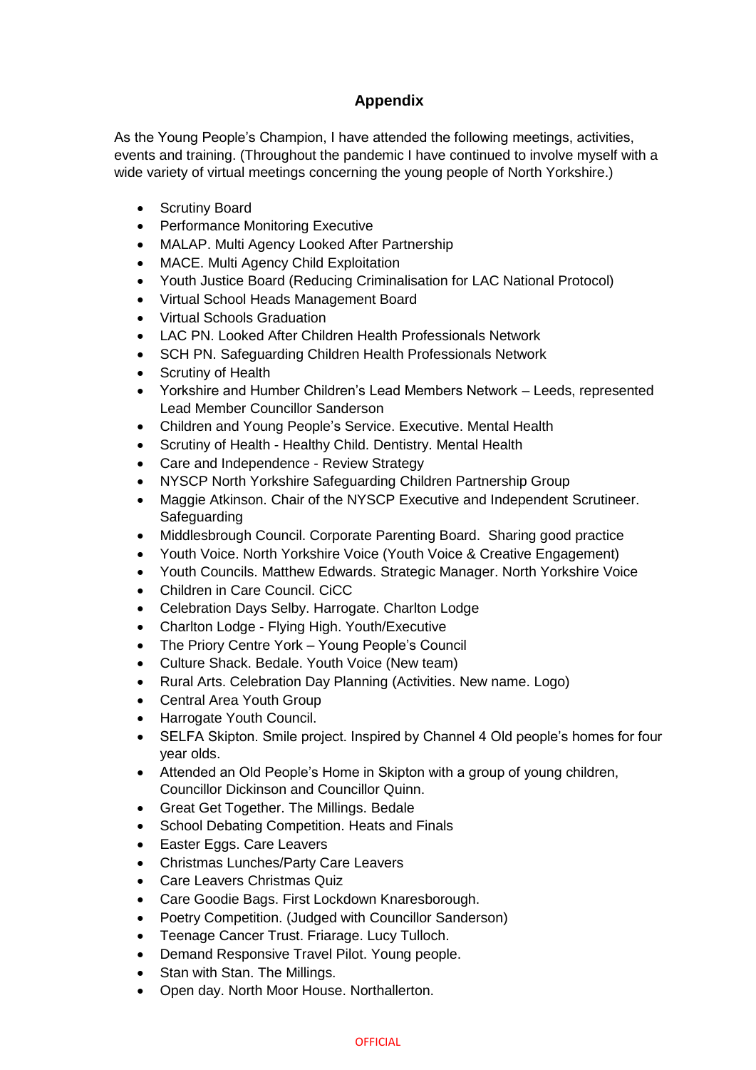## Appendix

As the Young People's Champion, I have attended the following meetings, activities, events and training. (Throughout the pandemic I have continued to involve myself with a wide variety of virtual meetings concerning the young people of North Yorkshire.)

- Scrutiny Board
- Performance Monitoring Executive
- MALAP. Multi Agency Looked After Partnership
- MACE. Multi Agency Child Exploitation
- Youth Justice Board (Reducing Criminalisation for LAC National Protocol)
- Virtual School Heads Management Board
- Virtual Schools Graduation
- LAC PN. Looked After Children Health Professionals Network
- SCH PN. Safeguarding Children Health Professionals Network
- Scrutiny of Health
- Yorkshire and Humber Children's Lead Members Network – Leeds, represented Lead Member Councillor Sanderson
- Children and Young People's Service. Executive. Mental Health
- Scrutiny of Health - Healthy Child. Dentistry. Mental Health
- Care and Independence - Review Strategy
- NYSCP North Yorkshire Safeguarding Children Partnership Group
- Maggie Atkinson. Chair of the NYSCP Executive and Independent Scrutineer. Safeguarding
- Middlesbrough Council. Corporate Parenting Board. Sharing good practice
- Youth Voice. North Yorkshire Voice (Youth Voice & Creative Engagement)
- Youth Councils. Matthew Edwards. Strategic Manager. North Yorkshire Voice
- Children in Care Council. CiCC
- Celebration Days Selby. Harrogate. Charlton Lodge
- Charlton Lodge - Flying High. Youth/Executive
- The Priory Centre York – Young People's Council
- Culture Shack. Bedale. Youth Voice (New team)
- Rural Arts. Celebration Day Planning (Activities. New name. Logo)
- Central Area Youth Group
- Harrogate Youth Council.
- SELFA Skipton. Smile project. Inspired by Channel 4 Old people's homes for four year olds.
- Attended an Old People's Home in Skipton with a group of young children, Councillor Dickinson and Councillor Quinn.
- Great Get Together. The Millings. Bedale
- School Debating Competition. Heats and Finals
- Easter Eggs. Care Leavers
- Christmas Lunches/Party Care Leavers
- Care Leavers Christmas Quiz
- Care Goodie Bags. First Lockdown Knaresborough.
- Poetry Competition. (Judged with Councillor Sanderson)
- Teenage Cancer Trust. Friarage. Lucy Tulloch.
- Demand Responsive Travel Pilot. Young people.
- Stan with Stan. The Millings.
- Open day. North Moor House. Northallerton.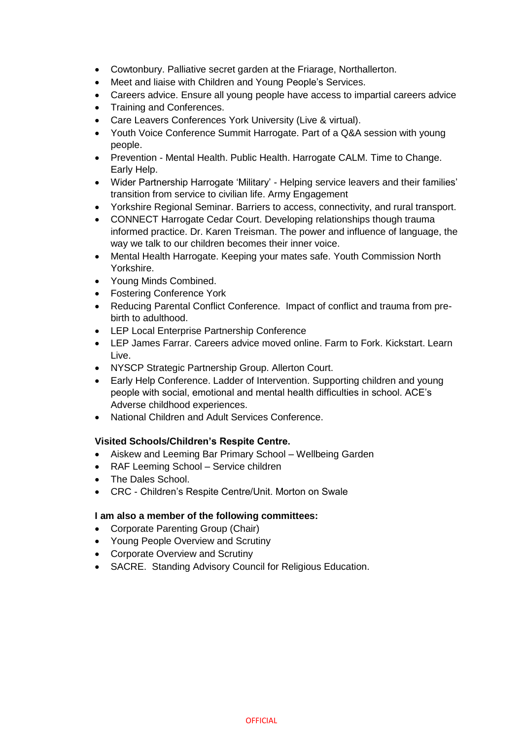- Cowtonbury. Palliative secret garden at the Friarage, Northallerton.
- Meet and liaise with Children and Young People's Services.
- Careers advice. Ensure all young people have access to impartial careers advice
- Training and Conferences.
- Care Leavers Conferences York University (Live & virtual).
- Youth Voice Conference Summit Harrogate. Part of a Q&A session with young people.
- Prevention - Mental Health. Public Health. Harrogate CALM. Time to Change. Early Help.
- Wider Partnership Harrogate 'Military' - Helping service leavers and their families' transition from service to civilian life. Army Engagement
- Yorkshire Regional Seminar. Barriers to access, connectivity, and rural transport.
- CONNECT Harrogate Cedar Court. Developing relationships though trauma informed practice. Dr. Karen Treisman. The power and influence of language, the way we talk to our children becomes their inner voice.
- Mental Health Harrogate. Keeping your mates safe. Youth Commission North Yorkshire.
- Young Minds Combined.
- Fostering Conference York
- Reducing Parental Conflict Conference. Impact of conflict and trauma from pre-birth to adulthood.
- LEP Local Enterprise Partnership Conference
- LEP James Farrar. Careers advice moved online. Farm to Fork. Kickstart. Learn Live.
- NYSCP Strategic Partnership Group. Allerton Court.
- Early Help Conference. Ladder of Intervention. Supporting children and young people with social, emotional and mental health difficulties in school. ACE's Adverse childhood experiences.
- National Children and Adult Services Conference.

**Visited Schools/Children's Respite Centre.**

- Aiskew and Leeming Bar Primary School – Wellbeing Garden
- RAF Leeming School – Service children
- The Dales School.
- CRC - Children's Respite Centre/Unit. Morton on Swale

**I am also a member of the following committees:**

- Corporate Parenting Group (Chair)
- Young People Overview and Scrutiny
- Corporate Overview and Scrutiny
- SACRE. Standing Advisory Council for Religious Education.